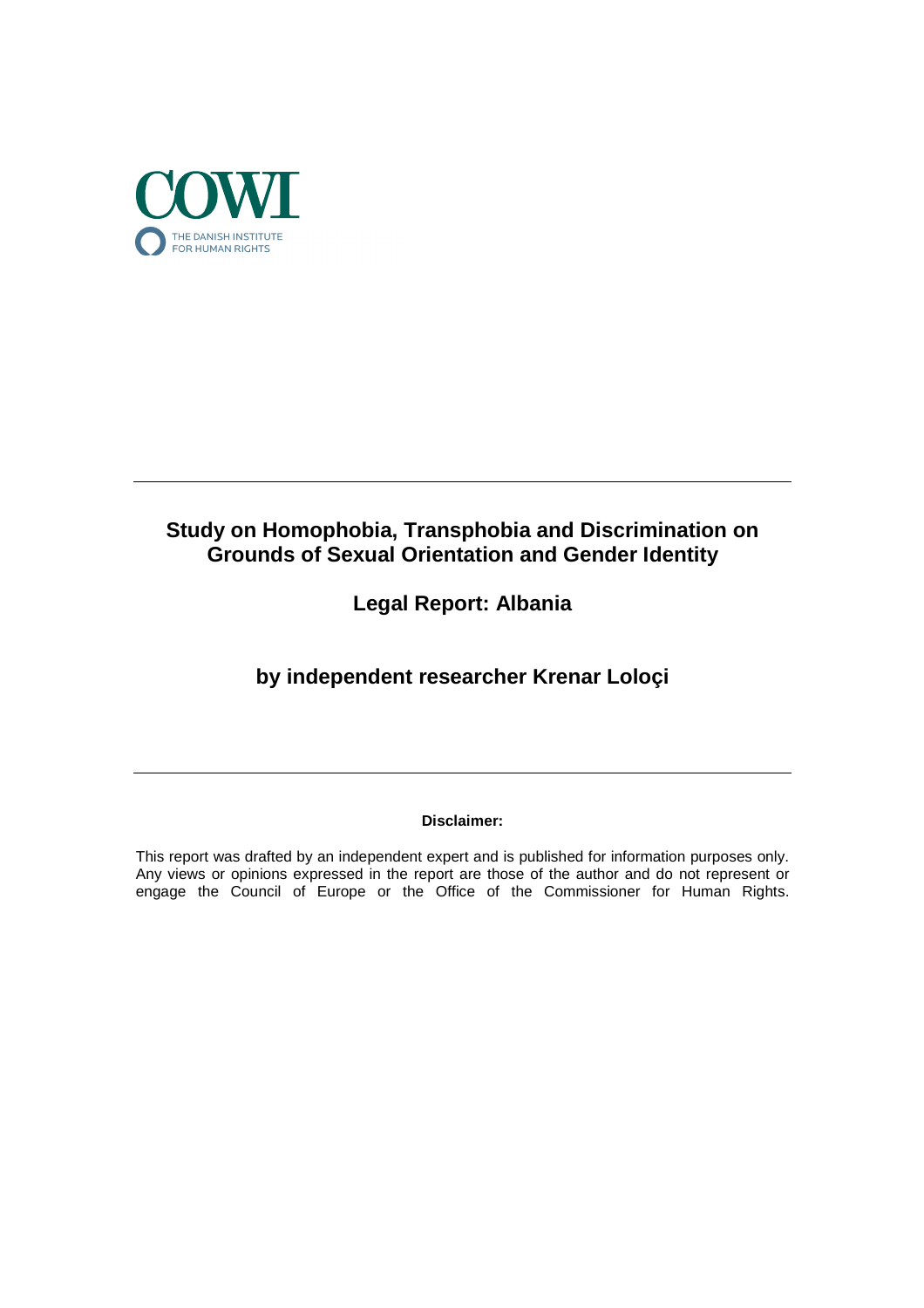COWI

THE DANISH INSTITUTE FOR HUMAN RIGHTS

---

# Study on Homophobia, Transphobia and Discrimination on Grounds of Sexual Orientation and Gender Identity

## Legal Report: Albania

## by independent researcher Krenar Loloçi

---

**Disclaimer:**

This report was drafted by an independent expert and is published for information purposes only. Any views or opinions expressed in the report are those of the author and do not represent or engage the Council of Europe or the Office of the Commissioner for Human Rights.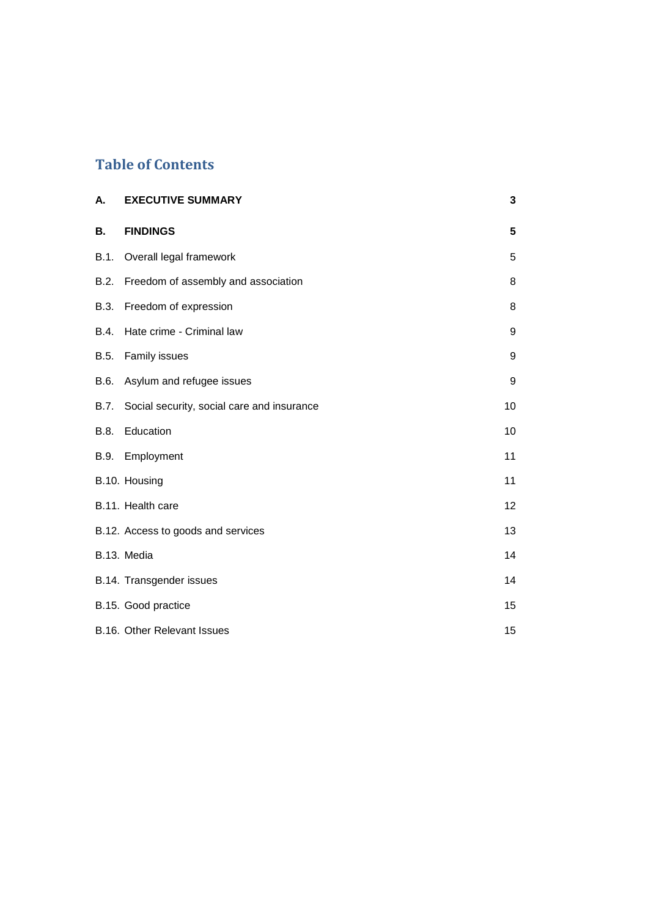## Table of Contents

| | | |
|---|---|---|
| **A.** | **EXECUTIVE SUMMARY** | **3** |
| **B.** | **FINDINGS** | **5** |
| B.1. | Overall legal framework | 5 |
| B.2. | Freedom of assembly and association | 8 |
| B.3. | Freedom of expression | 8 |
| B.4. | Hate crime - Criminal law | 9 |
| B.5. | Family issues | 9 |
| B.6. | Asylum and refugee issues | 9 |
| B.7. | Social security, social care and insurance | 10 |
| B.8. | Education | 10 |
| B.9. | Employment | 11 |
| B.10. | Housing | 11 |
| B.11. | Health care | 12 |
| B.12. | Access to goods and services | 13 |
| B.13. | Media | 14 |
| B.14. | Transgender issues | 14 |
| B.15. | Good practice | 15 |
| B.16. | Other Relevant Issues | 15 |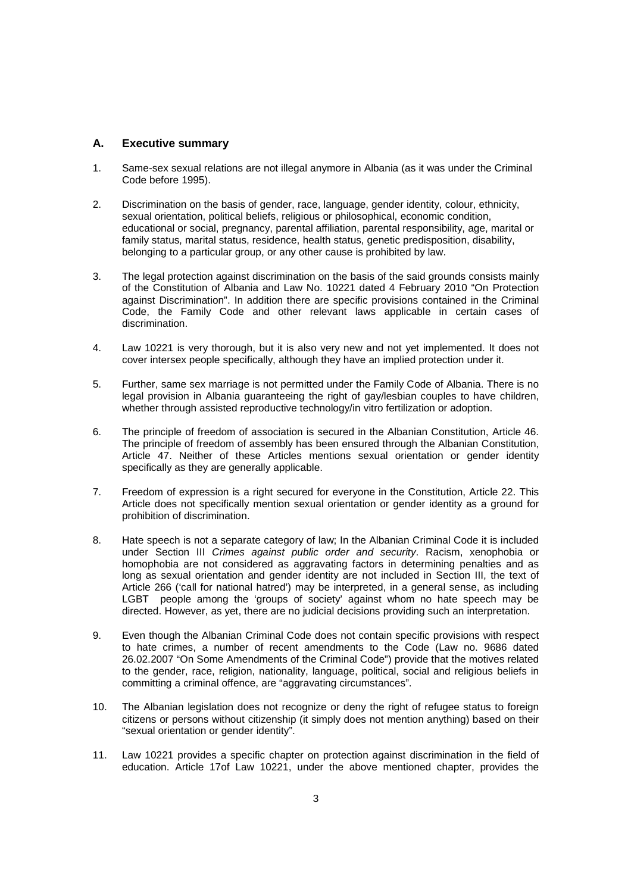## A. Executive summary

1. Same-sex sexual relations are not illegal anymore in Albania (as it was under the Criminal Code before 1995).

2. Discrimination on the basis of gender, race, language, gender identity, colour, ethnicity, sexual orientation, political beliefs, religious or philosophical, economic condition, educational or social, pregnancy, parental affiliation, parental responsibility, age, marital or family status, marital status, residence, health status, genetic predisposition, disability, belonging to a particular group, or any other cause is prohibited by law.

3. The legal protection against discrimination on the basis of the said grounds consists mainly of the Constitution of Albania and Law No. 10221 dated 4 February 2010 "On Protection against Discrimination". In addition there are specific provisions contained in the Criminal Code, the Family Code and other relevant laws applicable in certain cases of discrimination.

4. Law 10221 is very thorough, but it is also very new and not yet implemented. It does not cover intersex people specifically, although they have an implied protection under it.

5. Further, same sex marriage is not permitted under the Family Code of Albania. There is no legal provision in Albania guaranteeing the right of gay/lesbian couples to have children, whether through assisted reproductive technology/in vitro fertilization or adoption.

6. The principle of freedom of association is secured in the Albanian Constitution, Article 46. The principle of freedom of assembly has been ensured through the Albanian Constitution, Article 47. Neither of these Articles mentions sexual orientation or gender identity specifically as they are generally applicable.

7. Freedom of expression is a right secured for everyone in the Constitution, Article 22. This Article does not specifically mention sexual orientation or gender identity as a ground for prohibition of discrimination.

8. Hate speech is not a separate category of law; In the Albanian Criminal Code it is included under Section III *Crimes against public order and security*. Racism, xenophobia or homophobia are not considered as aggravating factors in determining penalties and as long as sexual orientation and gender identity are not included in Section III, the text of Article 266 ('call for national hatred') may be interpreted, in a general sense, as including LGBT people among the 'groups of society' against whom no hate speech may be directed. However, as yet, there are no judicial decisions providing such an interpretation.

9. Even though the Albanian Criminal Code does not contain specific provisions with respect to hate crimes, a number of recent amendments to the Code (Law no. 9686 dated 26.02.2007 "On Some Amendments of the Criminal Code") provide that the motives related to the gender, race, religion, nationality, language, political, social and religious beliefs in committing a criminal offence, are "aggravating circumstances".

10. The Albanian legislation does not recognize or deny the right of refugee status to foreign citizens or persons without citizenship (it simply does not mention anything) based on their "sexual orientation or gender identity".

11. Law 10221 provides a specific chapter on protection against discrimination in the field of education. Article 17of Law 10221, under the above mentioned chapter, provides the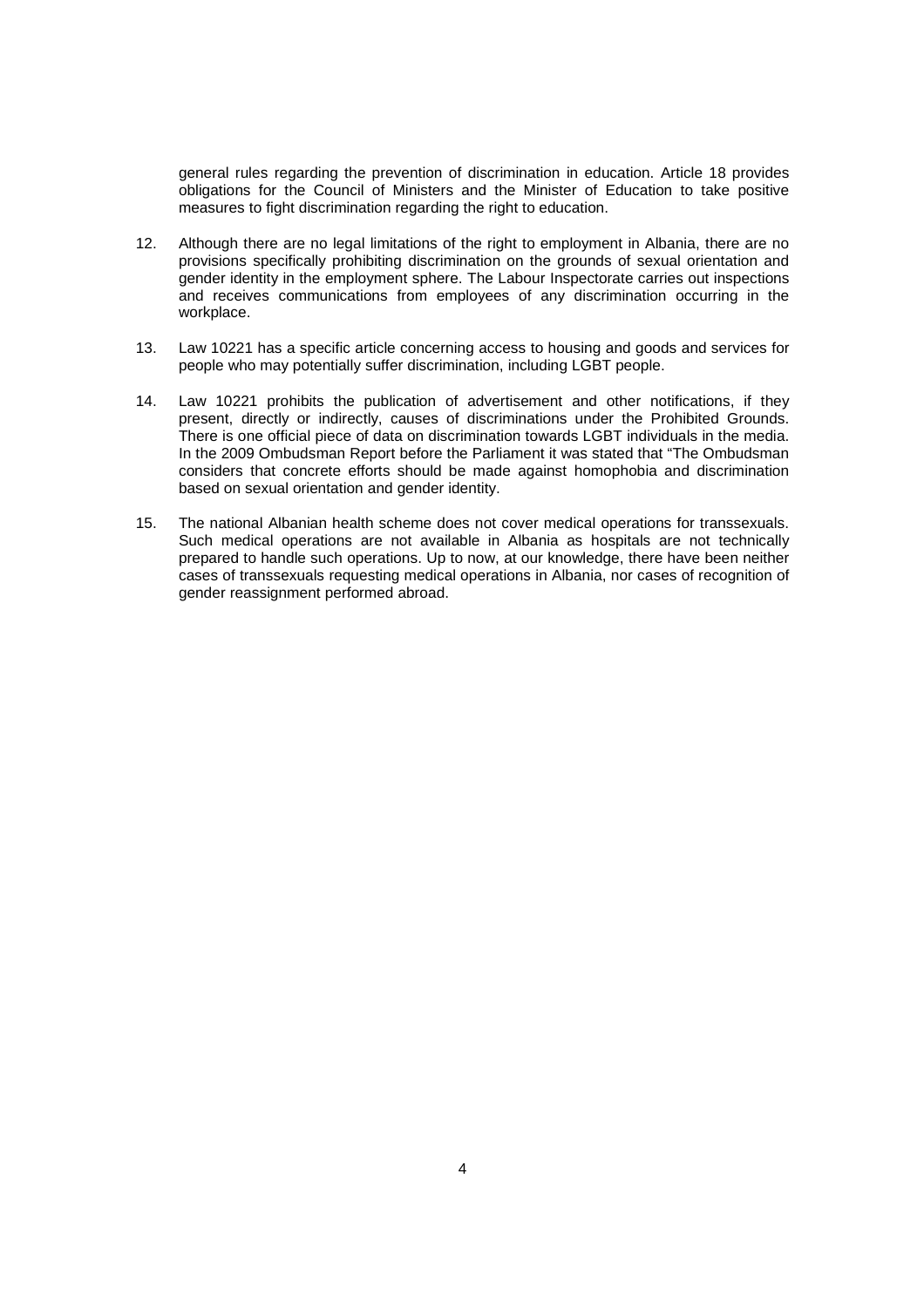general rules regarding the prevention of discrimination in education. Article 18 provides obligations for the Council of Ministers and the Minister of Education to take positive measures to fight discrimination regarding the right to education.

12. Although there are no legal limitations of the right to employment in Albania, there are no provisions specifically prohibiting discrimination on the grounds of sexual orientation and gender identity in the employment sphere. The Labour Inspectorate carries out inspections and receives communications from employees of any discrimination occurring in the workplace.

13. Law 10221 has a specific article concerning access to housing and goods and services for people who may potentially suffer discrimination, including LGBT people.

14. Law 10221 prohibits the publication of advertisement and other notifications, if they present, directly or indirectly, causes of discriminations under the Prohibited Grounds. There is one official piece of data on discrimination towards LGBT individuals in the media. In the 2009 Ombudsman Report before the Parliament it was stated that "The Ombudsman considers that concrete efforts should be made against homophobia and discrimination based on sexual orientation and gender identity.

15. The national Albanian health scheme does not cover medical operations for transsexuals. Such medical operations are not available in Albania as hospitals are not technically prepared to handle such operations. Up to now, at our knowledge, there have been neither cases of transsexuals requesting medical operations in Albania, nor cases of recognition of gender reassignment performed abroad.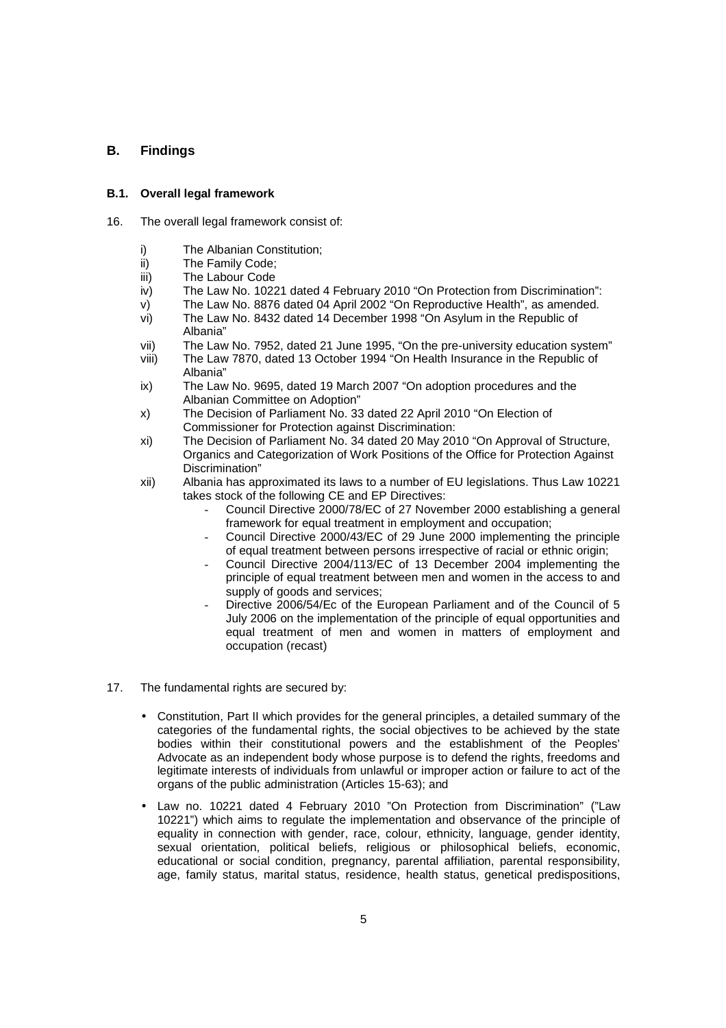## B. Findings

### B.1. Overall legal framework

16. The overall legal framework consist of:

    i) The Albanian Constitution;
    ii) The Family Code;
    iii) The Labour Code
    iv) The Law No. 10221 dated 4 February 2010 "On Protection from Discrimination":
    v) The Law No. 8876 dated 04 April 2002 "On Reproductive Health", as amended.
    vi) The Law No. 8432 dated 14 December 1998 "On Asylum in the Republic of Albania"
    vii) The Law No. 7952, dated 21 June 1995, "On the pre-university education system"
    viii) The Law 7870, dated 13 October 1994 "On Health Insurance in the Republic of Albania"
    ix) The Law No. 9695, dated 19 March 2007 "On adoption procedures and the Albanian Committee on Adoption"
    x) The Decision of Parliament No. 33 dated 22 April 2010 "On Election of Commissioner for Protection against Discrimination:
    xi) The Decision of Parliament No. 34 dated 20 May 2010 "On Approval of Structure, Organics and Categorization of Work Positions of the Office for Protection Against Discrimination"
    xii) Albania has approximated its laws to a number of EU legislations. Thus Law 10221 takes stock of the following CE and EP Directives:
        - Council Directive 2000/78/EC of 27 November 2000 establishing a general framework for equal treatment in employment and occupation;
        - Council Directive 2000/43/EC of 29 June 2000 implementing the principle of equal treatment between persons irrespective of racial or ethnic origin;
        - Council Directive 2004/113/EC of 13 December 2004 implementing the principle of equal treatment between men and women in the access to and supply of goods and services;
        - Directive 2006/54/Ec of the European Parliament and of the Council of 5 July 2006 on the implementation of the principle of equal opportunities and equal treatment of men and women in matters of employment and occupation (recast)

17. The fundamental rights are secured by:

    - Constitution, Part II which provides for the general principles, a detailed summary of the categories of the fundamental rights, the social objectives to be achieved by the state bodies within their constitutional powers and the establishment of the Peoples' Advocate as an independent body whose purpose is to defend the rights, freedoms and legitimate interests of individuals from unlawful or improper action or failure to act of the organs of the public administration (Articles 15-63); and

    - Law no. 10221 dated 4 February 2010 "On Protection from Discrimination" ("Law 10221") which aims to regulate the implementation and observance of the principle of equality in connection with gender, race, colour, ethnicity, language, gender identity, sexual orientation, political beliefs, religious or philosophical beliefs, economic, educational or social condition, pregnancy, parental affiliation, parental responsibility, age, family status, marital status, residence, health status, genetical predispositions,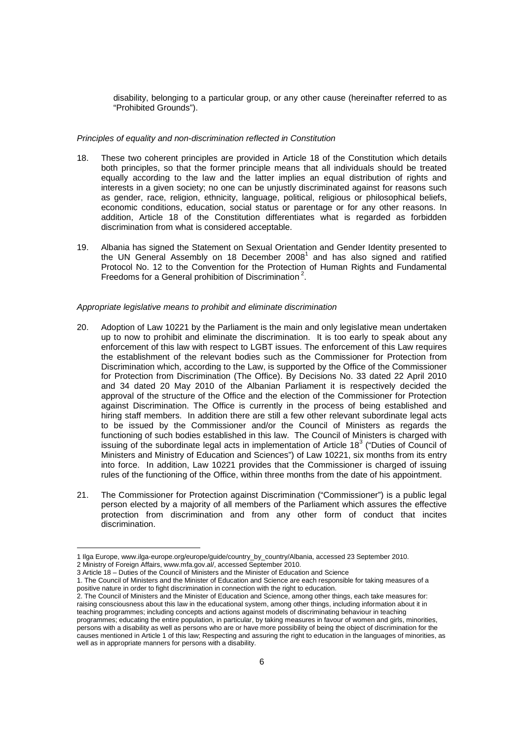disability, belonging to a particular group, or any other cause (hereinafter referred to as "Prohibited Grounds").

*Principles of equality and non-discrimination reflected in Constitution*

18. These two coherent principles are provided in Article 18 of the Constitution which details both principles, so that the former principle means that all individuals should be treated equally according to the law and the latter implies an equal distribution of rights and interests in a given society; no one can be unjustly discriminated against for reasons such as gender, race, religion, ethnicity, language, political, religious or philosophical beliefs, economic conditions, education, social status or parentage or for any other reasons. In addition, Article 18 of the Constitution differentiates what is regarded as forbidden discrimination from what is considered acceptable.

19. Albania has signed the Statement on Sexual Orientation and Gender Identity presented to the UN General Assembly on 18 December 2008[1] and has also signed and ratified Protocol No. 12 to the Convention for the Protection of Human Rights and Fundamental Freedoms for a General prohibition of Discrimination[2].

*Appropriate legislative means to prohibit and eliminate discrimination*

20. Adoption of Law 10221 by the Parliament is the main and only legislative mean undertaken up to now to prohibit and eliminate the discrimination. It is too early to speak about any enforcement of this law with respect to LGBT issues. The enforcement of this Law requires the establishment of the relevant bodies such as the Commissioner for Protection from Discrimination which, according to the Law, is supported by the Office of the Commissioner for Protection from Discrimination (The Office). By Decisions No. 33 dated 22 April 2010 and 34 dated 20 May 2010 of the Albanian Parliament it is respectively decided the approval of the structure of the Office and the election of the Commissioner for Protection against Discrimination. The Office is currently in the process of being established and hiring staff members. In addition there are still a few other relevant subordinate legal acts to be issued by the Commissioner and/or the Council of Ministers as regards the functioning of such bodies established in this law. The Council of Ministers is charged with issuing of the subordinate legal acts in implementation of Article 18[3] ("Duties of Council of Ministers and Ministry of Education and Sciences") of Law 10221, six months from its entry into force. In addition, Law 10221 provides that the Commissioner is charged of issuing rules of the functioning of the Office, within three months from the date of his appointment.

21. The Commissioner for Protection against Discrimination ("Commissioner") is a public legal person elected by a majority of all members of the Parliament which assures the effective protection from discrimination and from any other form of conduct that incites discrimination.

---

1 Ilga Europe, www.ilga-europe.org/europe/guide/country_by_country/Albania, accessed 23 September 2010.

2 Ministry of Foreign Affairs, www.mfa.gov.al/, accessed September 2010.

3 Article 18 – Duties of the Council of Ministers and the Minister of Education and Science

1. The Council of Ministers and the Minister of Education and Science are each responsible for taking measures of a positive nature in order to fight discrimination in connection with the right to education.

2. The Council of Ministers and the Minister of Education and Science, among other things, each take measures for: raising consciousness about this law in the educational system, among other things, including information about it in teaching programmes; including concepts and actions against models of discriminating behaviour in teaching programmes; educating the entire population, in particular, by taking measures in favour of women and girls, minorities, persons with a disability as well as persons who are or have more possibility of being the object of discrimination for the causes mentioned in Article 1 of this law; Respecting and assuring the right to education in the languages of minorities, as well as in appropriate manners for persons with a disability.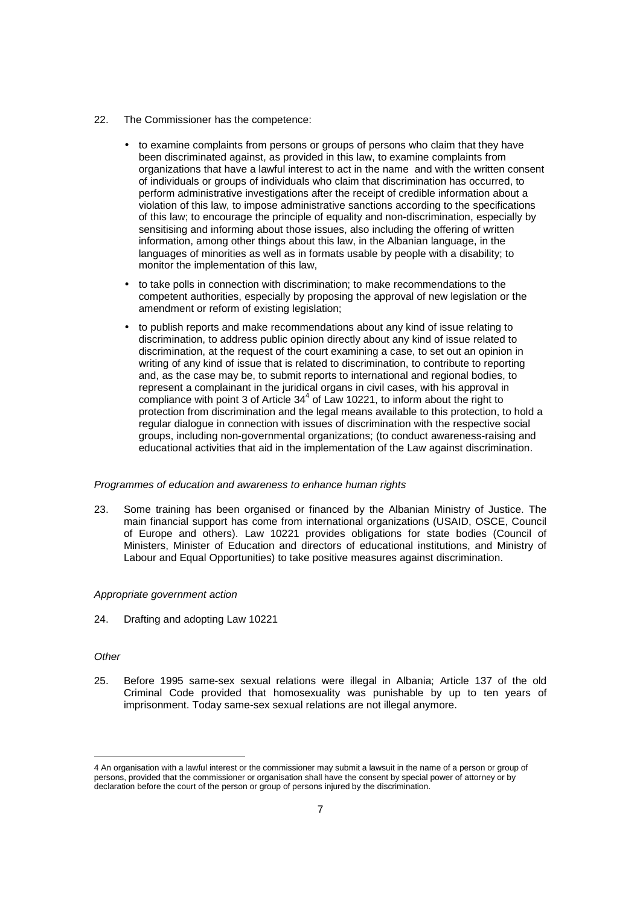22. The Commissioner has the competence:

- to examine complaints from persons or groups of persons who claim that they have been discriminated against, as provided in this law, to examine complaints from organizations that have a lawful interest to act in the name and with the written consent of individuals or groups of individuals who claim that discrimination has occurred, to perform administrative investigations after the receipt of credible information about a violation of this law, to impose administrative sanctions according to the specifications of this law; to encourage the principle of equality and non-discrimination, especially by sensitising and informing about those issues, also including the offering of written information, among other things about this law, in the Albanian language, in the languages of minorities as well as in formats usable by people with a disability; to monitor the implementation of this law,
- to take polls in connection with discrimination; to make recommendations to the competent authorities, especially by proposing the approval of new legislation or the amendment or reform of existing legislation;
- to publish reports and make recommendations about any kind of issue relating to discrimination, to address public opinion directly about any kind of issue related to discrimination, at the request of the court examining a case, to set out an opinion in writing of any kind of issue that is related to discrimination, to contribute to reporting and, as the case may be, to submit reports to international and regional bodies, to represent a complainant in the juridical organs in civil cases, with his approval in compliance with point 3 of Article 34[4] of Law 10221, to inform about the right to protection from discrimination and the legal means available to this protection, to hold a regular dialogue in connection with issues of discrimination with the respective social groups, including non-governmental organizations; (to conduct awareness-raising and educational activities that aid in the implementation of the Law against discrimination.

*Programmes of education and awareness to enhance human rights*

23. Some training has been organised or financed by the Albanian Ministry of Justice. The main financial support has come from international organizations (USAID, OSCE, Council of Europe and others). Law 10221 provides obligations for state bodies (Council of Ministers, Minister of Education and directors of educational institutions, and Ministry of Labour and Equal Opportunities) to take positive measures against discrimination.

*Appropriate government action*

24. Drafting and adopting Law 10221

*Other*

25. Before 1995 same-sex sexual relations were illegal in Albania; Article 137 of the old Criminal Code provided that homosexuality was punishable by up to ten years of imprisonment. Today same-sex sexual relations are not illegal anymore.

---

4 An organisation with a lawful interest or the commissioner may submit a lawsuit in the name of a person or group of persons, provided that the commissioner or organisation shall have the consent by special power of attorney or by declaration before the court of the person or group of persons injured by the discrimination.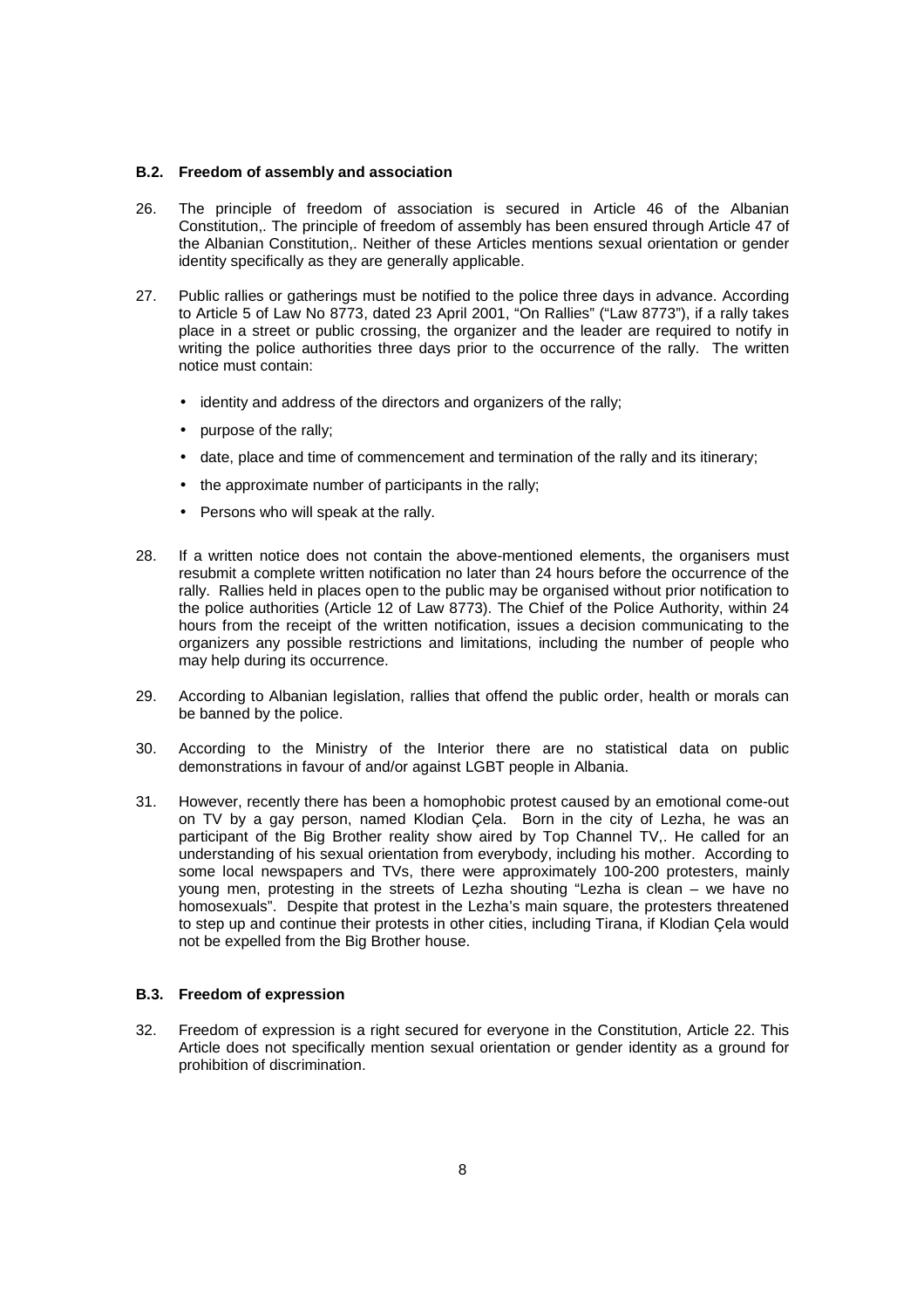### B.2. Freedom of assembly and association

26. The principle of freedom of association is secured in Article 46 of the Albanian Constitution,. The principle of freedom of assembly has been ensured through Article 47 of the Albanian Constitution,. Neither of these Articles mentions sexual orientation or gender identity specifically as they are generally applicable.

27. Public rallies or gatherings must be notified to the police three days in advance. According to Article 5 of Law No 8773, dated 23 April 2001, "On Rallies" ("Law 8773"), if a rally takes place in a street or public crossing, the organizer and the leader are required to notify in writing the police authorities three days prior to the occurrence of the rally. The written notice must contain:

   - identity and address of the directors and organizers of the rally;
   - purpose of the rally;
   - date, place and time of commencement and termination of the rally and its itinerary;
   - the approximate number of participants in the rally;
   - Persons who will speak at the rally.

28. If a written notice does not contain the above-mentioned elements, the organisers must resubmit a complete written notification no later than 24 hours before the occurrence of the rally. Rallies held in places open to the public may be organised without prior notification to the police authorities (Article 12 of Law 8773). The Chief of the Police Authority, within 24 hours from the receipt of the written notification, issues a decision communicating to the organizers any possible restrictions and limitations, including the number of people who may help during its occurrence.

29. According to Albanian legislation, rallies that offend the public order, health or morals can be banned by the police.

30. According to the Ministry of the Interior there are no statistical data on public demonstrations in favour of and/or against LGBT people in Albania.

31. However, recently there has been a homophobic protest caused by an emotional come-out on TV by a gay person, named Klodian Çela. Born in the city of Lezha, he was an participant of the Big Brother reality show aired by Top Channel TV,. He called for an understanding of his sexual orientation from everybody, including his mother. According to some local newspapers and TVs, there were approximately 100-200 protesters, mainly young men, protesting in the streets of Lezha shouting "Lezha is clean – we have no homosexuals". Despite that protest in the Lezha's main square, the protesters threatened to step up and continue their protests in other cities, including Tirana, if Klodian Çela would not be expelled from the Big Brother house.

### B.3. Freedom of expression

32. Freedom of expression is a right secured for everyone in the Constitution, Article 22. This Article does not specifically mention sexual orientation or gender identity as a ground for prohibition of discrimination.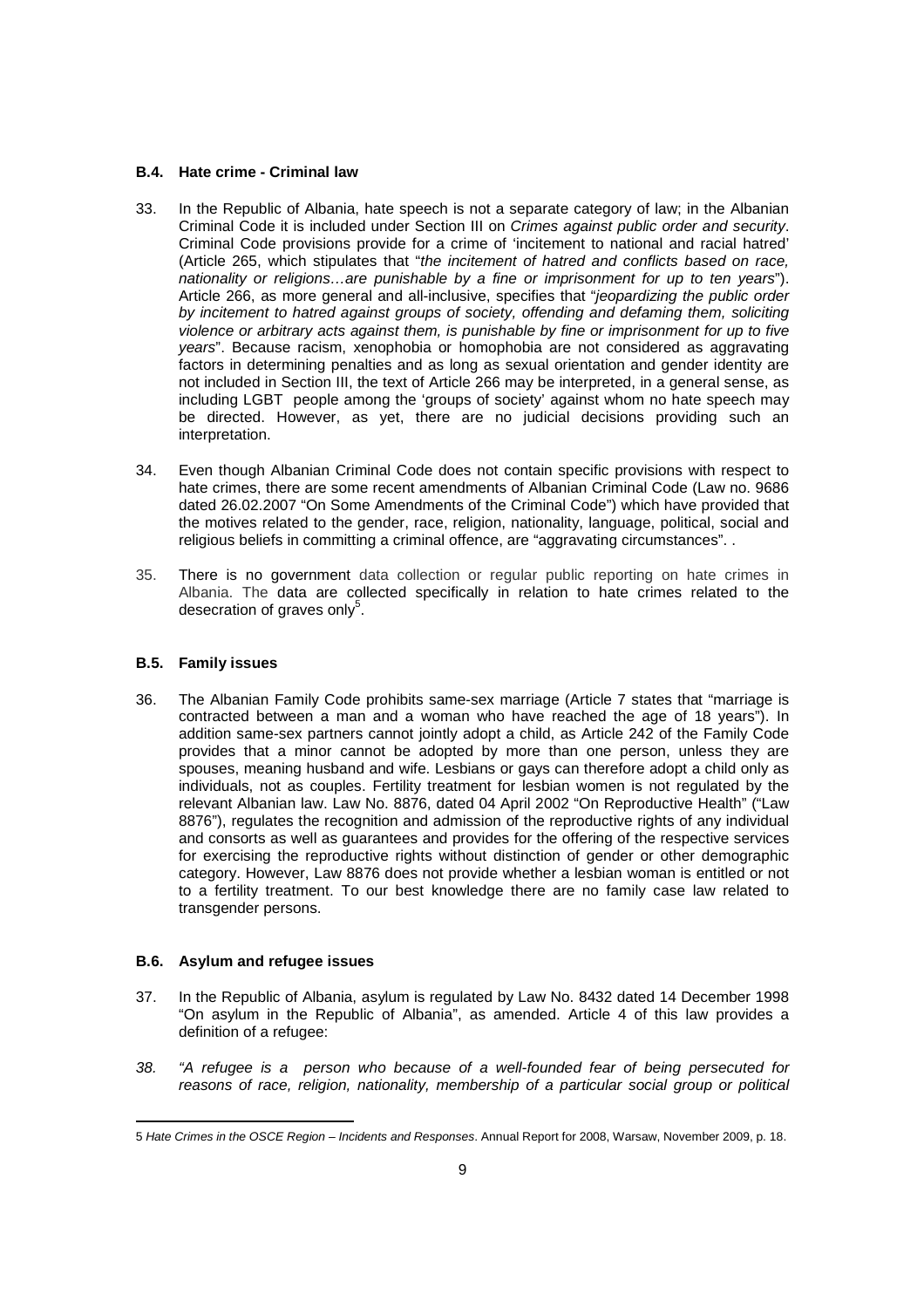### B.4. Hate crime - Criminal law

33. In the Republic of Albania, hate speech is not a separate category of law; in the Albanian Criminal Code it is included under Section III on *Crimes against public order and security*. Criminal Code provisions provide for a crime of 'incitement to national and racial hatred' (Article 265, which stipulates that "*the incitement of hatred and conflicts based on race, nationality or religions…are punishable by a fine or imprisonment for up to ten years*"). Article 266, as more general and all-inclusive, specifies that "*jeopardizing the public order by incitement to hatred against groups of society, offending and defaming them, soliciting violence or arbitrary acts against them, is punishable by fine or imprisonment for up to five years*". Because racism, xenophobia or homophobia are not considered as aggravating factors in determining penalties and as long as sexual orientation and gender identity are not included in Section III, the text of Article 266 may be interpreted, in a general sense, as including LGBT people among the 'groups of society' against whom no hate speech may be directed. However, as yet, there are no judicial decisions providing such an interpretation.

34. Even though Albanian Criminal Code does not contain specific provisions with respect to hate crimes, there are some recent amendments of Albanian Criminal Code (Law no. 9686 dated 26.02.2007 "On Some Amendments of the Criminal Code") which have provided that the motives related to the gender, race, religion, nationality, language, political, social and religious beliefs in committing a criminal offence, are "aggravating circumstances". .

35. There is no government data collection or regular public reporting on hate crimes in Albania. The data are collected specifically in relation to hate crimes related to the desecration of graves only[5].

### B.5. Family issues

36. The Albanian Family Code prohibits same-sex marriage (Article 7 states that "marriage is contracted between a man and a woman who have reached the age of 18 years"). In addition same-sex partners cannot jointly adopt a child, as Article 242 of the Family Code provides that a minor cannot be adopted by more than one person, unless they are spouses, meaning husband and wife. Lesbians or gays can therefore adopt a child only as individuals, not as couples. Fertility treatment for lesbian women is not regulated by the relevant Albanian law. Law No. 8876, dated 04 April 2002 "On Reproductive Health" ("Law 8876"), regulates the recognition and admission of the reproductive rights of any individual and consorts as well as guarantees and provides for the offering of the respective services for exercising the reproductive rights without distinction of gender or other demographic category. However, Law 8876 does not provide whether a lesbian woman is entitled or not to a fertility treatment. To our best knowledge there are no family case law related to transgender persons.

### B.6. Asylum and refugee issues

37. In the Republic of Albania, asylum is regulated by Law No. 8432 dated 14 December 1998 "On asylum in the Republic of Albania", as amended. Article 4 of this law provides a definition of a refugee:

38. *"A refugee is a person who because of a well-founded fear of being persecuted for reasons of race, religion, nationality, membership of a particular social group or political*

---

5 *Hate Crimes in the OSCE Region – Incidents and Responses*. Annual Report for 2008, Warsaw, November 2009, p. 18.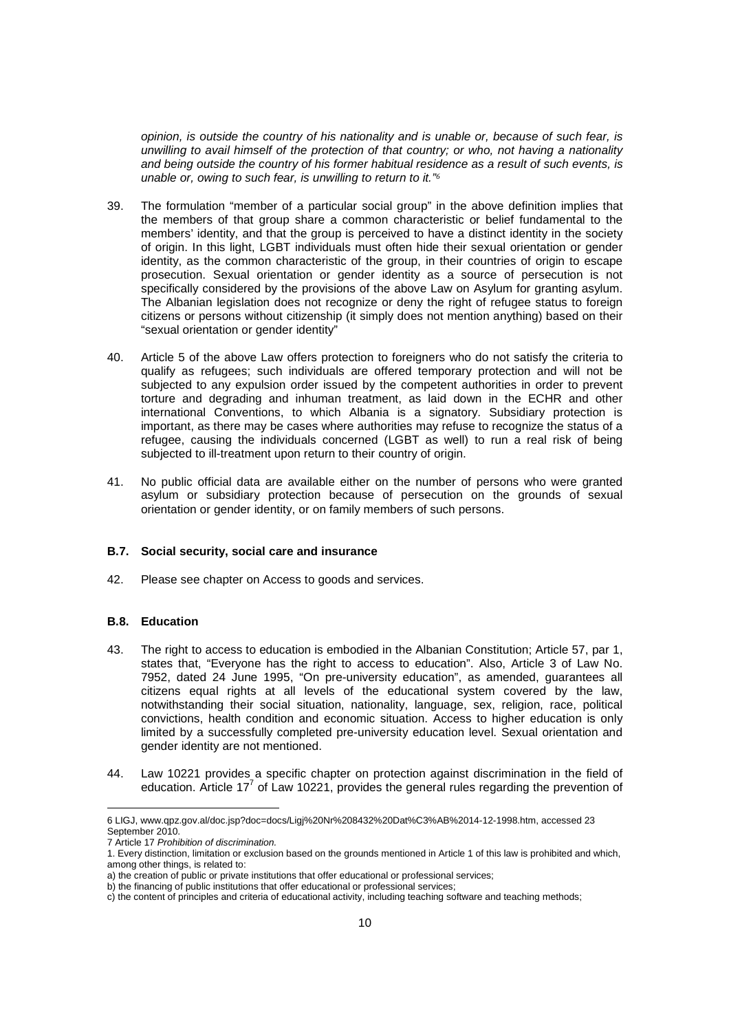*opinion, is outside the country of his nationality and is unable or, because of such fear, is unwilling to avail himself of the protection of that country; or who, not having a nationality and being outside the country of his former habitual residence as a result of such events, is unable or, owing to such fear, is unwilling to return to it."*[6]

39. The formulation "member of a particular social group" in the above definition implies that the members of that group share a common characteristic or belief fundamental to the members' identity, and that the group is perceived to have a distinct identity in the society of origin. In this light, LGBT individuals must often hide their sexual orientation or gender identity, as the common characteristic of the group, in their countries of origin to escape prosecution. Sexual orientation or gender identity as a source of persecution is not specifically considered by the provisions of the above Law on Asylum for granting asylum. The Albanian legislation does not recognize or deny the right of refugee status to foreign citizens or persons without citizenship (it simply does not mention anything) based on their "sexual orientation or gender identity"

40. Article 5 of the above Law offers protection to foreigners who do not satisfy the criteria to qualify as refugees; such individuals are offered temporary protection and will not be subjected to any expulsion order issued by the competent authorities in order to prevent torture and degrading and inhuman treatment, as laid down in the ECHR and other international Conventions, to which Albania is a signatory. Subsidiary protection is important, as there may be cases where authorities may refuse to recognize the status of a refugee, causing the individuals concerned (LGBT as well) to run a real risk of being subjected to ill-treatment upon return to their country of origin.

41. No public official data are available either on the number of persons who were granted asylum or subsidiary protection because of persecution on the grounds of sexual orientation or gender identity, or on family members of such persons.

### B.7. Social security, social care and insurance

42. Please see chapter on Access to goods and services.

### B.8. Education

43. The right to access to education is embodied in the Albanian Constitution; Article 57, par 1, states that, "Everyone has the right to access to education". Also, Article 3 of Law No. 7952, dated 24 June 1995, "On pre-university education", as amended, guarantees all citizens equal rights at all levels of the educational system covered by the law, notwithstanding their social situation, nationality, language, sex, religion, race, political convictions, health condition and economic situation. Access to higher education is only limited by a successfully completed pre-university education level. Sexual orientation and gender identity are not mentioned.

44. Law 10221 provides a specific chapter on protection against discrimination in the field of education. Article 17[7] of Law 10221, provides the general rules regarding the prevention of

---

6 LIGJ, www.qpz.gov.al/doc.jsp?doc=docs/Ligj%20Nr%208432%20Dat%C3%AB%2014-12-1998.htm, accessed 23 September 2010.

7 Article 17 *Prohibition of discrimination.*

1. Every distinction, limitation or exclusion based on the grounds mentioned in Article 1 of this law is prohibited and which, among other things, is related to:

a) the creation of public or private institutions that offer educational or professional services;

b) the financing of public institutions that offer educational or professional services;

c) the content of principles and criteria of educational activity, including teaching software and teaching methods;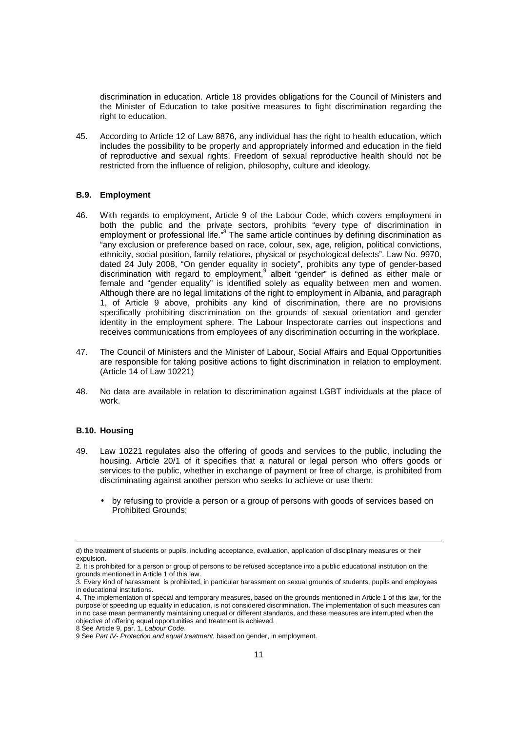discrimination in education. Article 18 provides obligations for the Council of Ministers and the Minister of Education to take positive measures to fight discrimination regarding the right to education.

45. According to Article 12 of Law 8876, any individual has the right to health education, which includes the possibility to be properly and appropriately informed and education in the field of reproductive and sexual rights. Freedom of sexual reproductive health should not be restricted from the influence of religion, philosophy, culture and ideology.

### B.9. Employment

46. With regards to employment, Article 9 of the Labour Code, which covers employment in both the public and the private sectors, prohibits "every type of discrimination in employment or professional life."[8] The same article continues by defining discrimination as "any exclusion or preference based on race, colour, sex, age, religion, political convictions, ethnicity, social position, family relations, physical or psychological defects". Law No. 9970, dated 24 July 2008, "On gender equality in society", prohibits any type of gender-based discrimination with regard to employment,[9] albeit "gender" is defined as either male or female and "gender equality" is identified solely as equality between men and women. Although there are no legal limitations of the right to employment in Albania, and paragraph 1, of Article 9 above, prohibits any kind of discrimination, there are no provisions specifically prohibiting discrimination on the grounds of sexual orientation and gender identity in the employment sphere. The Labour Inspectorate carries out inspections and receives communications from employees of any discrimination occurring in the workplace.

47. The Council of Ministers and the Minister of Labour, Social Affairs and Equal Opportunities are responsible for taking positive actions to fight discrimination in relation to employment. (Article 14 of Law 10221)

48. No data are available in relation to discrimination against LGBT individuals at the place of work.

### B.10. Housing

49. Law 10221 regulates also the offering of goods and services to the public, including the housing. Article 20/1 of it specifies that a natural or legal person who offers goods or services to the public, whether in exchange of payment or free of charge, is prohibited from discriminating against another person who seeks to achieve or use them:

- by refusing to provide a person or a group of persons with goods of services based on Prohibited Grounds;

---

d) the treatment of students or pupils, including acceptance, evaluation, application of disciplinary measures or their expulsion.

2. It is prohibited for a person or group of persons to be refused acceptance into a public educational institution on the grounds mentioned in Article 1 of this law.

3. Every kind of harassment is prohibited, in particular harassment on sexual grounds of students, pupils and employees in educational institutions.

4. The implementation of special and temporary measures, based on the grounds mentioned in Article 1 of this law, for the purpose of speeding up equality in education, is not considered discrimination. The implementation of such measures can in no case mean permanently maintaining unequal or different standards, and these measures are interrupted when the objective of offering equal opportunities and treatment is achieved.

8 See Article 9, par. 1, *Labour Code*.

9 See *Part IV- Protection and equal treatment*, based on gender, in employment.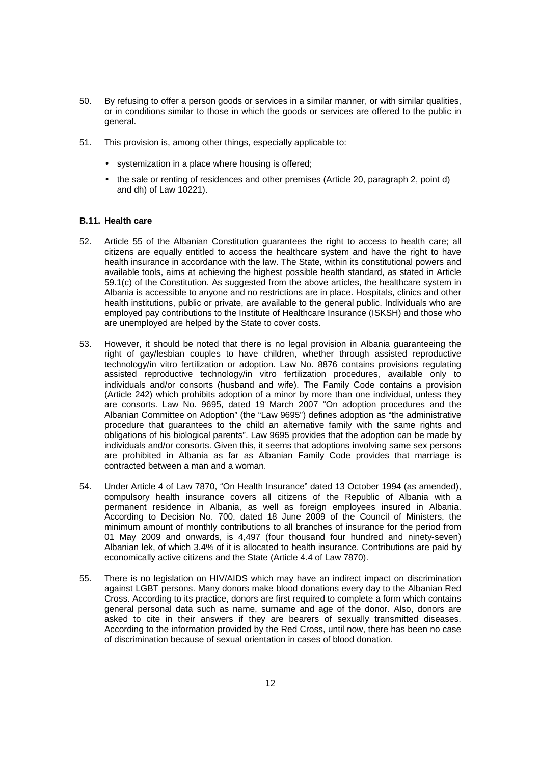50. By refusing to offer a person goods or services in a similar manner, or with similar qualities, or in conditions similar to those in which the goods or services are offered to the public in general.

51. This provision is, among other things, especially applicable to:

- systemization in a place where housing is offered;
- the sale or renting of residences and other premises (Article 20, paragraph 2, point d) and dh) of Law 10221).

### B.11. Health care

52. Article 55 of the Albanian Constitution guarantees the right to access to health care; all citizens are equally entitled to access the healthcare system and have the right to have health insurance in accordance with the law. The State, within its constitutional powers and available tools, aims at achieving the highest possible health standard, as stated in Article 59.1(c) of the Constitution. As suggested from the above articles, the healthcare system in Albania is accessible to anyone and no restrictions are in place. Hospitals, clinics and other health institutions, public or private, are available to the general public. Individuals who are employed pay contributions to the Institute of Healthcare Insurance (ISKSH) and those who are unemployed are helped by the State to cover costs.

53. However, it should be noted that there is no legal provision in Albania guaranteeing the right of gay/lesbian couples to have children, whether through assisted reproductive technology/in vitro fertilization or adoption. Law No. 8876 contains provisions regulating assisted reproductive technology/in vitro fertilization procedures, available only to individuals and/or consorts (husband and wife). The Family Code contains a provision (Article 242) which prohibits adoption of a minor by more than one individual, unless they are consorts. Law No. 9695, dated 19 March 2007 "On adoption procedures and the Albanian Committee on Adoption" (the "Law 9695") defines adoption as "the administrative procedure that guarantees to the child an alternative family with the same rights and obligations of his biological parents". Law 9695 provides that the adoption can be made by individuals and/or consorts. Given this, it seems that adoptions involving same sex persons are prohibited in Albania as far as Albanian Family Code provides that marriage is contracted between a man and a woman.

54. Under Article 4 of Law 7870, "On Health Insurance" dated 13 October 1994 (as amended), compulsory health insurance covers all citizens of the Republic of Albania with a permanent residence in Albania, as well as foreign employees insured in Albania. According to Decision No. 700, dated 18 June 2009 of the Council of Ministers, the minimum amount of monthly contributions to all branches of insurance for the period from 01 May 2009 and onwards, is 4,497 (four thousand four hundred and ninety-seven) Albanian lek, of which 3.4% of it is allocated to health insurance. Contributions are paid by economically active citizens and the State (Article 4.4 of Law 7870).

55. There is no legislation on HIV/AIDS which may have an indirect impact on discrimination against LGBT persons. Many donors make blood donations every day to the Albanian Red Cross. According to its practice, donors are first required to complete a form which contains general personal data such as name, surname and age of the donor. Also, donors are asked to cite in their answers if they are bearers of sexually transmitted diseases. According to the information provided by the Red Cross, until now, there has been no case of discrimination because of sexual orientation in cases of blood donation.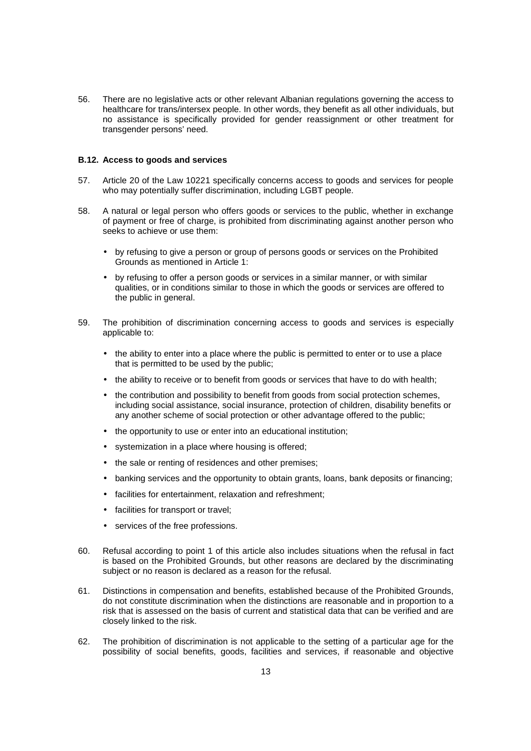56. There are no legislative acts or other relevant Albanian regulations governing the access to healthcare for trans/intersex people. In other words, they benefit as all other individuals, but no assistance is specifically provided for gender reassignment or other treatment for transgender persons' need.

### B.12. Access to goods and services

57. Article 20 of the Law 10221 specifically concerns access to goods and services for people who may potentially suffer discrimination, including LGBT people.

58. A natural or legal person who offers goods or services to the public, whether in exchange of payment or free of charge, is prohibited from discriminating against another person who seeks to achieve or use them:

    - by refusing to give a person or group of persons goods or services on the Prohibited Grounds as mentioned in Article 1:
    - by refusing to offer a person goods or services in a similar manner, or with similar qualities, or in conditions similar to those in which the goods or services are offered to the public in general.

59. The prohibition of discrimination concerning access to goods and services is especially applicable to:

    - the ability to enter into a place where the public is permitted to enter or to use a place that is permitted to be used by the public;
    - the ability to receive or to benefit from goods or services that have to do with health;
    - the contribution and possibility to benefit from goods from social protection schemes, including social assistance, social insurance, protection of children, disability benefits or any another scheme of social protection or other advantage offered to the public;
    - the opportunity to use or enter into an educational institution;
    - systemization in a place where housing is offered;
    - the sale or renting of residences and other premises;
    - banking services and the opportunity to obtain grants, loans, bank deposits or financing;
    - facilities for entertainment, relaxation and refreshment;
    - facilities for transport or travel;
    - services of the free professions.

60. Refusal according to point 1 of this article also includes situations when the refusal in fact is based on the Prohibited Grounds, but other reasons are declared by the discriminating subject or no reason is declared as a reason for the refusal.

61. Distinctions in compensation and benefits, established because of the Prohibited Grounds, do not constitute discrimination when the distinctions are reasonable and in proportion to a risk that is assessed on the basis of current and statistical data that can be verified and are closely linked to the risk.

62. The prohibition of discrimination is not applicable to the setting of a particular age for the possibility of social benefits, goods, facilities and services, if reasonable and objective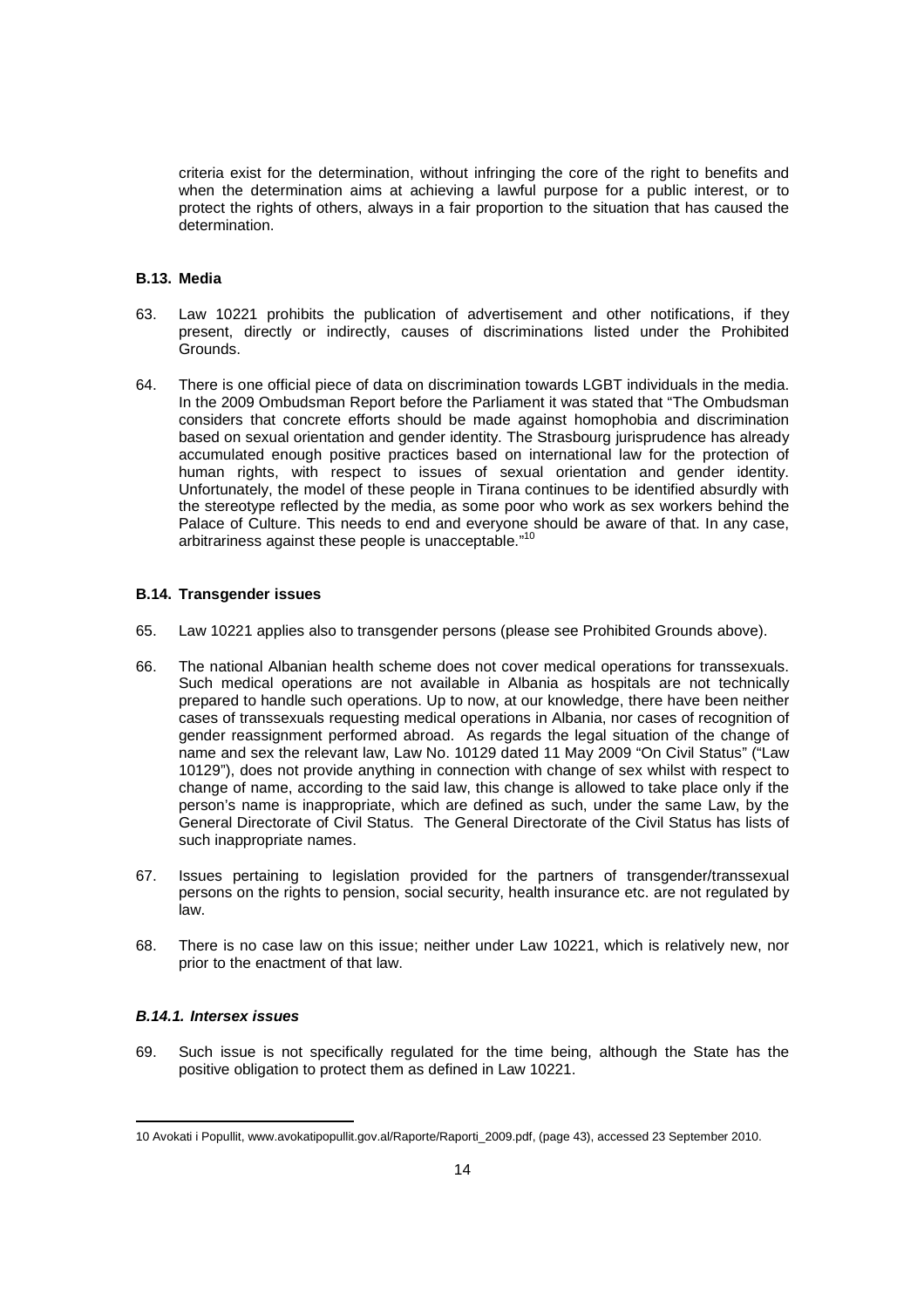criteria exist for the determination, without infringing the core of the right to benefits and when the determination aims at achieving a lawful purpose for a public interest, or to protect the rights of others, always in a fair proportion to the situation that has caused the determination.

### B.13. Media

63. Law 10221 prohibits the publication of advertisement and other notifications, if they present, directly or indirectly, causes of discriminations listed under the Prohibited Grounds.

64. There is one official piece of data on discrimination towards LGBT individuals in the media. In the 2009 Ombudsman Report before the Parliament it was stated that "The Ombudsman considers that concrete efforts should be made against homophobia and discrimination based on sexual orientation and gender identity. The Strasbourg jurisprudence has already accumulated enough positive practices based on international law for the protection of human rights, with respect to issues of sexual orientation and gender identity. Unfortunately, the model of these people in Tirana continues to be identified absurdly with the stereotype reflected by the media, as some poor who work as sex workers behind the Palace of Culture. This needs to end and everyone should be aware of that. In any case, arbitrariness against these people is unacceptable."[10]

### B.14. Transgender issues

65. Law 10221 applies also to transgender persons (please see Prohibited Grounds above).

66. The national Albanian health scheme does not cover medical operations for transsexuals. Such medical operations are not available in Albania as hospitals are not technically prepared to handle such operations. Up to now, at our knowledge, there have been neither cases of transsexuals requesting medical operations in Albania, nor cases of recognition of gender reassignment performed abroad. As regards the legal situation of the change of name and sex the relevant law, Law No. 10129 dated 11 May 2009 "On Civil Status" ("Law 10129"), does not provide anything in connection with change of sex whilst with respect to change of name, according to the said law, this change is allowed to take place only if the person's name is inappropriate, which are defined as such, under the same Law, by the General Directorate of Civil Status. The General Directorate of the Civil Status has lists of such inappropriate names.

67. Issues pertaining to legislation provided for the partners of transgender/transsexual persons on the rights to pension, social security, health insurance etc. are not regulated by law.

68. There is no case law on this issue; neither under Law 10221, which is relatively new, nor prior to the enactment of that law.

#### *B.14.1. Intersex issues*

69. Such issue is not specifically regulated for the time being, although the State has the positive obligation to protect them as defined in Law 10221.

---

10 Avokati i Popullit, www.avokatipopullit.gov.al/Raporte/Raporti_2009.pdf, (page 43), accessed 23 September 2010.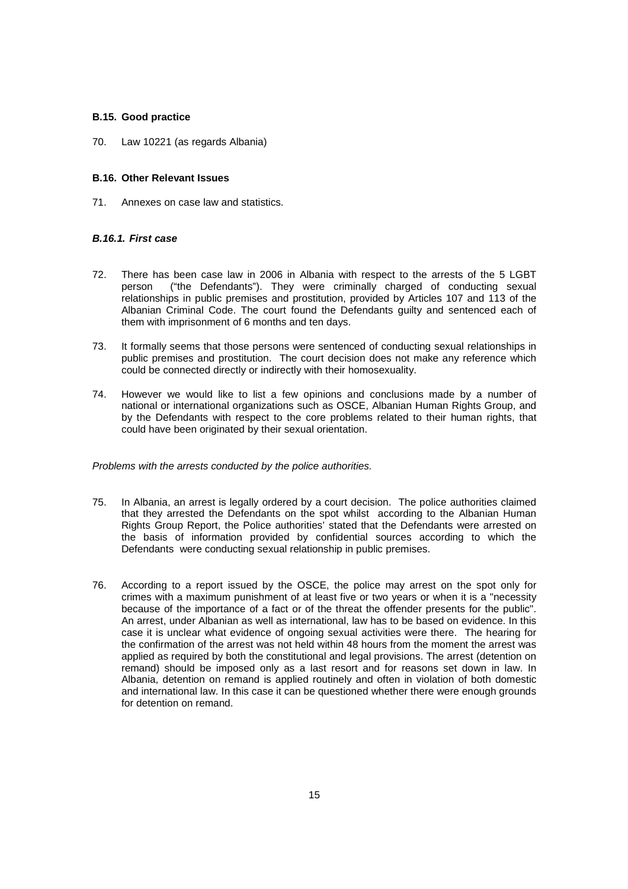### B.15. Good practice

70. Law 10221 (as regards Albania)

### B.16. Other Relevant Issues

71. Annexes on case law and statistics.

#### *B.16.1. First case*

72. There has been case law in 2006 in Albania with respect to the arrests of the 5 LGBT person ("the Defendants"). They were criminally charged of conducting sexual relationships in public premises and prostitution, provided by Articles 107 and 113 of the Albanian Criminal Code. The court found the Defendants guilty and sentenced each of them with imprisonment of 6 months and ten days.

73. It formally seems that those persons were sentenced of conducting sexual relationships in public premises and prostitution. The court decision does not make any reference which could be connected directly or indirectly with their homosexuality.

74. However we would like to list a few opinions and conclusions made by a number of national or international organizations such as OSCE, Albanian Human Rights Group, and by the Defendants with respect to the core problems related to their human rights, that could have been originated by their sexual orientation.

*Problems with the arrests conducted by the police authorities.*

75. In Albania, an arrest is legally ordered by a court decision. The police authorities claimed that they arrested the Defendants on the spot whilst according to the Albanian Human Rights Group Report, the Police authorities' stated that the Defendants were arrested on the basis of information provided by confidential sources according to which the Defendants were conducting sexual relationship in public premises.

76. According to a report issued by the OSCE, the police may arrest on the spot only for crimes with a maximum punishment of at least five or two years or when it is a "necessity because of the importance of a fact or of the threat the offender presents for the public". An arrest, under Albanian as well as international, law has to be based on evidence. In this case it is unclear what evidence of ongoing sexual activities were there. The hearing for the confirmation of the arrest was not held within 48 hours from the moment the arrest was applied as required by both the constitutional and legal provisions. The arrest (detention on remand) should be imposed only as a last resort and for reasons set down in law. In Albania, detention on remand is applied routinely and often in violation of both domestic and international law. In this case it can be questioned whether there were enough grounds for detention on remand.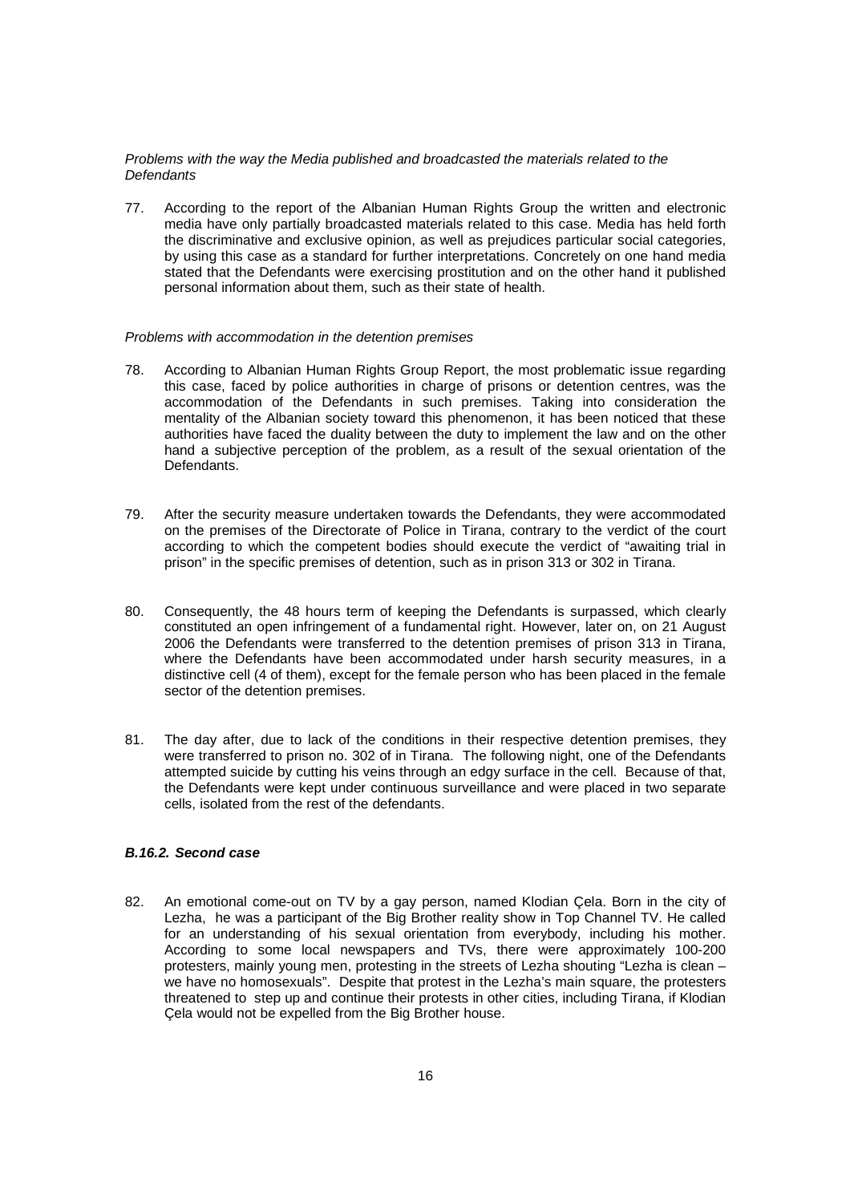*Problems with the way the Media published and broadcasted the materials related to the Defendants*

77. According to the report of the Albanian Human Rights Group the written and electronic media have only partially broadcasted materials related to this case. Media has held forth the discriminative and exclusive opinion, as well as prejudices particular social categories, by using this case as a standard for further interpretations. Concretely on one hand media stated that the Defendants were exercising prostitution and on the other hand it published personal information about them, such as their state of health.

*Problems with accommodation in the detention premises*

78. According to Albanian Human Rights Group Report, the most problematic issue regarding this case, faced by police authorities in charge of prisons or detention centres, was the accommodation of the Defendants in such premises. Taking into consideration the mentality of the Albanian society toward this phenomenon, it has been noticed that these authorities have faced the duality between the duty to implement the law and on the other hand a subjective perception of the problem, as a result of the sexual orientation of the Defendants.

79. After the security measure undertaken towards the Defendants, they were accommodated on the premises of the Directorate of Police in Tirana, contrary to the verdict of the court according to which the competent bodies should execute the verdict of "awaiting trial in prison" in the specific premises of detention, such as in prison 313 or 302 in Tirana.

80. Consequently, the 48 hours term of keeping the Defendants is surpassed, which clearly constituted an open infringement of a fundamental right. However, later on, on 21 August 2006 the Defendants were transferred to the detention premises of prison 313 in Tirana, where the Defendants have been accommodated under harsh security measures, in a distinctive cell (4 of them), except for the female person who has been placed in the female sector of the detention premises.

81. The day after, due to lack of the conditions in their respective detention premises, they were transferred to prison no. 302 of in Tirana. The following night, one of the Defendants attempted suicide by cutting his veins through an edgy surface in the cell. Because of that, the Defendants were kept under continuous surveillance and were placed in two separate cells, isolated from the rest of the defendants.

#### ***B.16.2. Second case***

82. An emotional come-out on TV by a gay person, named Klodian Çela. Born in the city of Lezha, he was a participant of the Big Brother reality show in Top Channel TV. He called for an understanding of his sexual orientation from everybody, including his mother. According to some local newspapers and TVs, there were approximately 100-200 protesters, mainly young men, protesting in the streets of Lezha shouting "Lezha is clean – we have no homosexuals". Despite that protest in the Lezha's main square, the protesters threatened to step up and continue their protests in other cities, including Tirana, if Klodian Çela would not be expelled from the Big Brother house.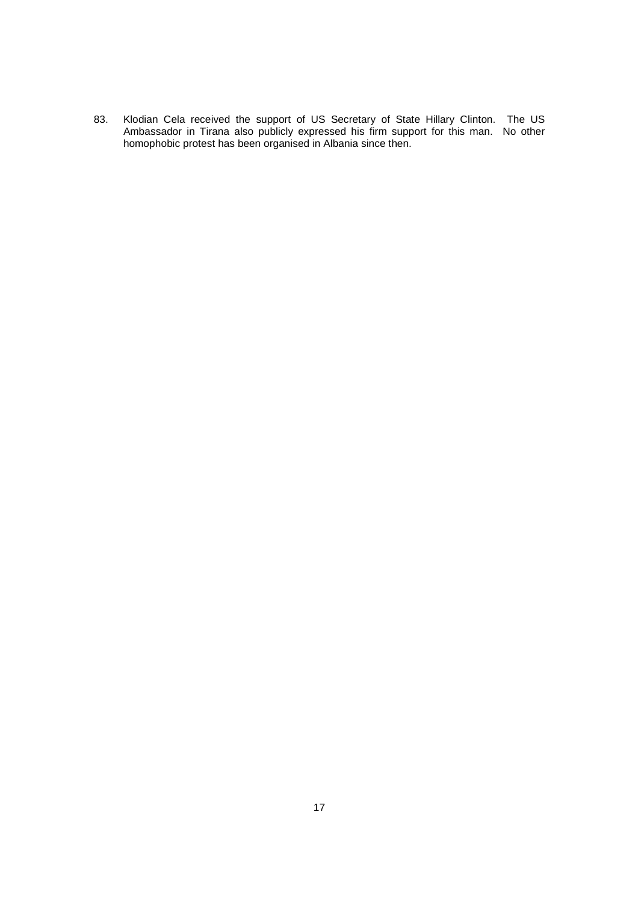83. Klodian Cela received the support of US Secretary of State Hillary Clinton. The US Ambassador in Tirana also publicly expressed his firm support for this man. No other homophobic protest has been organised in Albania since then.